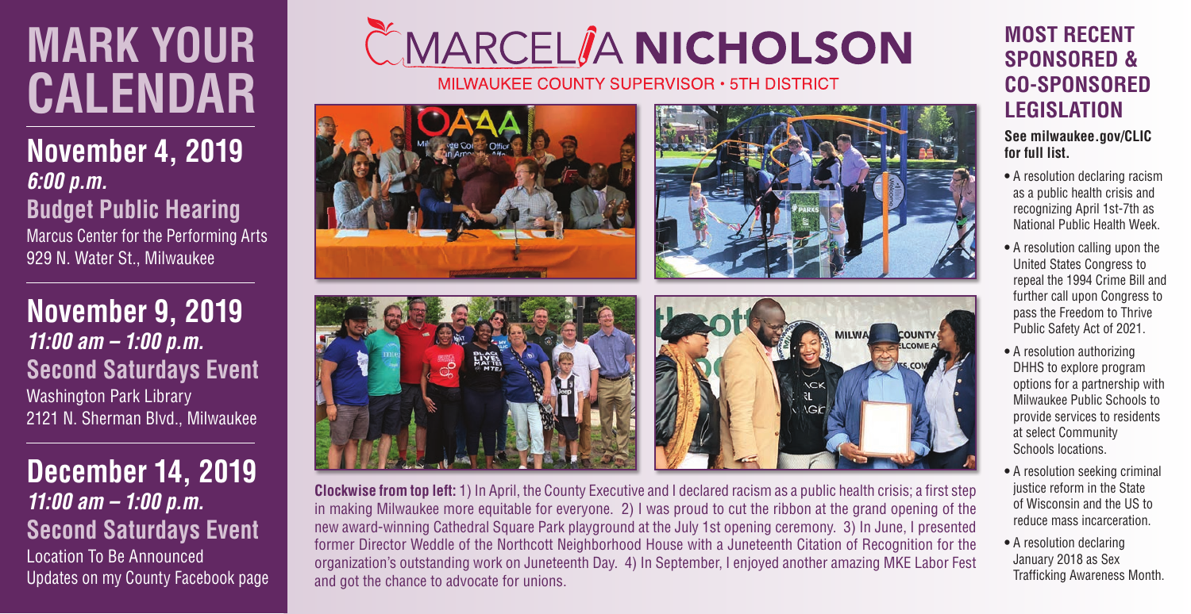# MARK YOUR CALENDAR

## November 4, 2019

*6:00 p.m.*

**Budget Public Hearing**

Marcus Center for the Performing Arts
929 N. Water St., Milwaukee

## November 9, 2019

*11:00 am – 1:00 p.m.*

**Second Saturdays Event**

Washington Park Library
2121 N. Sherman Blvd., Milwaukee

## December 14, 2019

*11:00 am – 1:00 p.m.*

**Second Saturdays Event**

Location To Be Announced
Updates on my County Facebook page

# MARCELIA NICHOLSON

MILWAUKEE COUNTY SUPERVISOR • 5TH DISTRICT

**Clockwise from top left:** 1) In April, the County Executive and I declared racism as a public health crisis; a first step in making Milwaukee more equitable for everyone. 2) I was proud to cut the ribbon at the grand opening of the new award-winning Cathedral Square Park playground at the July 1st opening ceremony. 3) In June, I presented former Director Weddle of the Northcott Neighborhood House with a Juneteenth Citation of Recognition for the organization's outstanding work on Juneteenth Day. 4) In September, I enjoyed another amazing MKE Labor Fest and got the chance to advocate for unions.

## MOST RECENT SPONSORED & CO-SPONSORED LEGISLATION

**See milwaukee.gov/CLIC for full list.**

- A resolution declaring racism as a public health crisis and recognizing April 1st-7th as National Public Health Week.
- A resolution calling upon the United States Congress to repeal the 1994 Crime Bill and further call upon Congress to pass the Freedom to Thrive Public Safety Act of 2021.
- A resolution authorizing DHHS to explore program options for a partnership with Milwaukee Public Schools to provide services to residents at select Community Schools locations.
- A resolution seeking criminal justice reform in the State of Wisconsin and the US to reduce mass incarceration.
- A resolution declaring January 2018 as Sex Trafficking Awareness Month.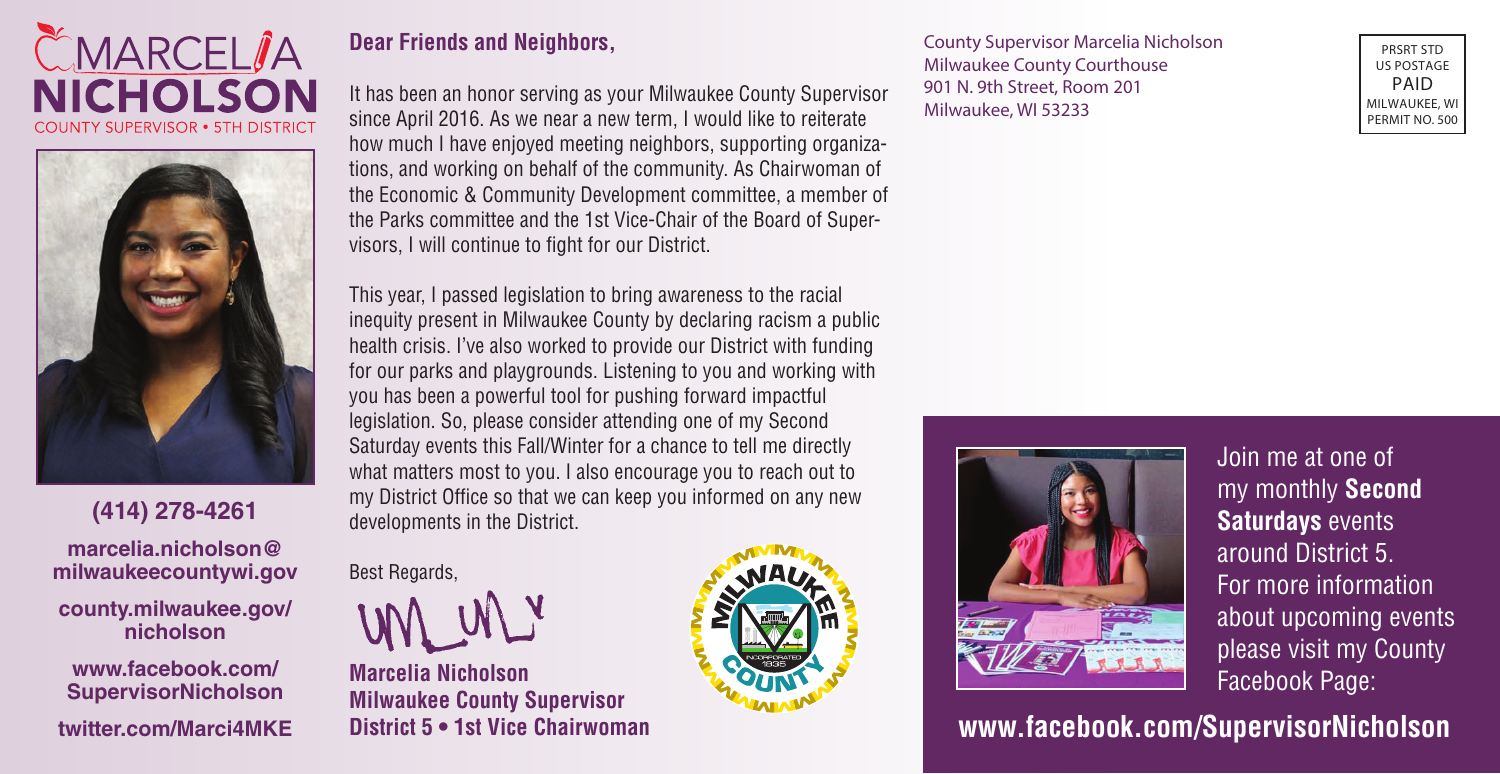# MARCELIA NICHOLSON

COUNTY SUPERVISOR • 5TH DISTRICT

**(414) 278-4261**

**marcelia.nicholson@milwaukeecountywi.gov**

**county.milwaukee.gov/nicholson**

**www.facebook.com/SupervisorNicholson**

**twitter.com/Marci4MKE**

**Dear Friends and Neighbors,**

It has been an honor serving as your Milwaukee County Supervisor since April 2016. As we near a new term, I would like to reiterate how much I have enjoyed meeting neighbors, supporting organizations, and working on behalf of the community. As Chairwoman of the Economic & Community Development committee, a member of the Parks committee and the 1st Vice-Chair of the Board of Supervisors, I will continue to fight for our District.

This year, I passed legislation to bring awareness to the racial inequity present in Milwaukee County by declaring racism a public health crisis. I've also worked to provide our District with funding for our parks and playgrounds. Listening to you and working with you has been a powerful tool for pushing forward impactful legislation. So, please consider attending one of my Second Saturday events this Fall/Winter for a chance to tell me directly what matters most to you. I also encourage you to reach out to my District Office so that we can keep you informed on any new developments in the District.

Best Regards,

**Marcelia Nicholson**
**Milwaukee County Supervisor**
**District 5 • 1st Vice Chairwoman**

County Supervisor Marcelia Nicholson
Milwaukee County Courthouse
901 N. 9th Street, Room 201
Milwaukee, WI 53233

PRSRT STD
US POSTAGE
PAID
MILWAUKEE, WI
PERMIT NO. 500

Join me at one of my monthly **Second Saturdays** events around District 5. For more information about upcoming events please visit my County Facebook Page:

**www.facebook.com/SupervisorNicholson**